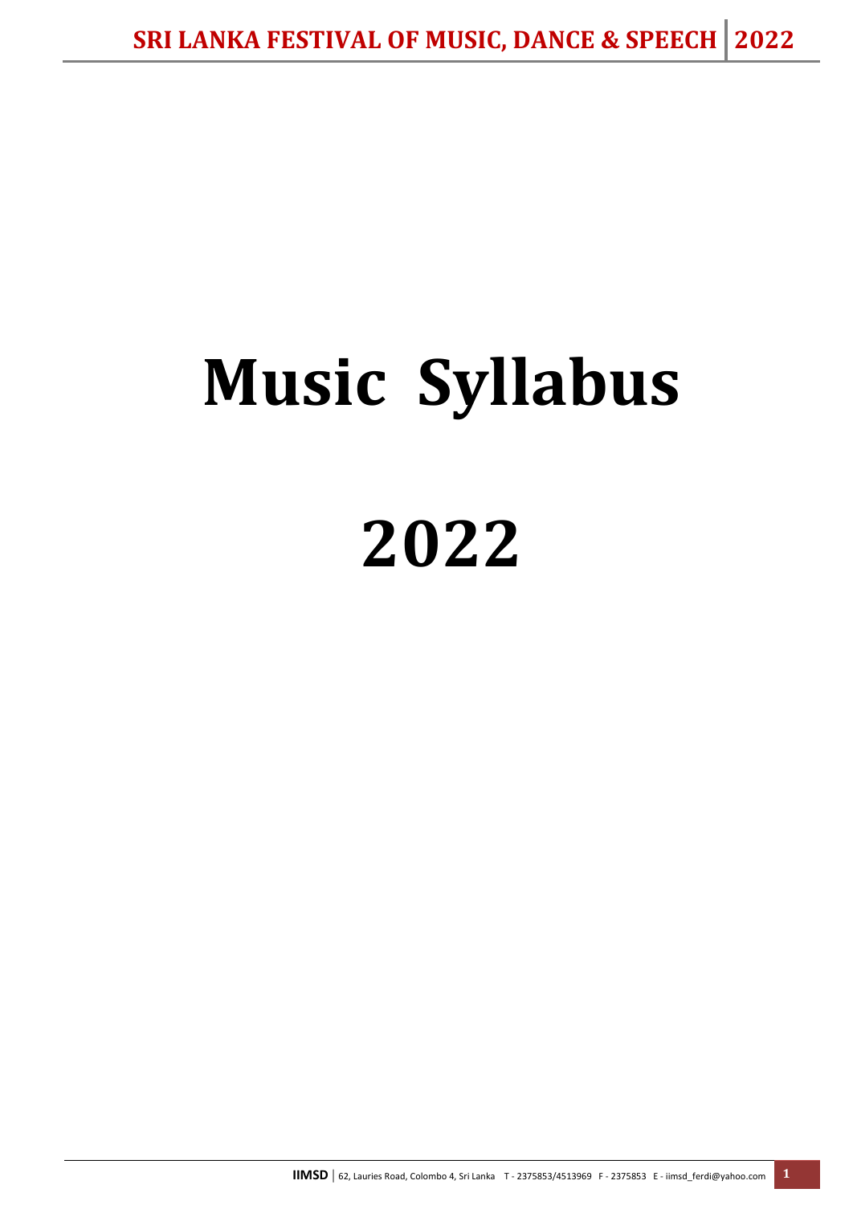# Music Syllabus

# 2022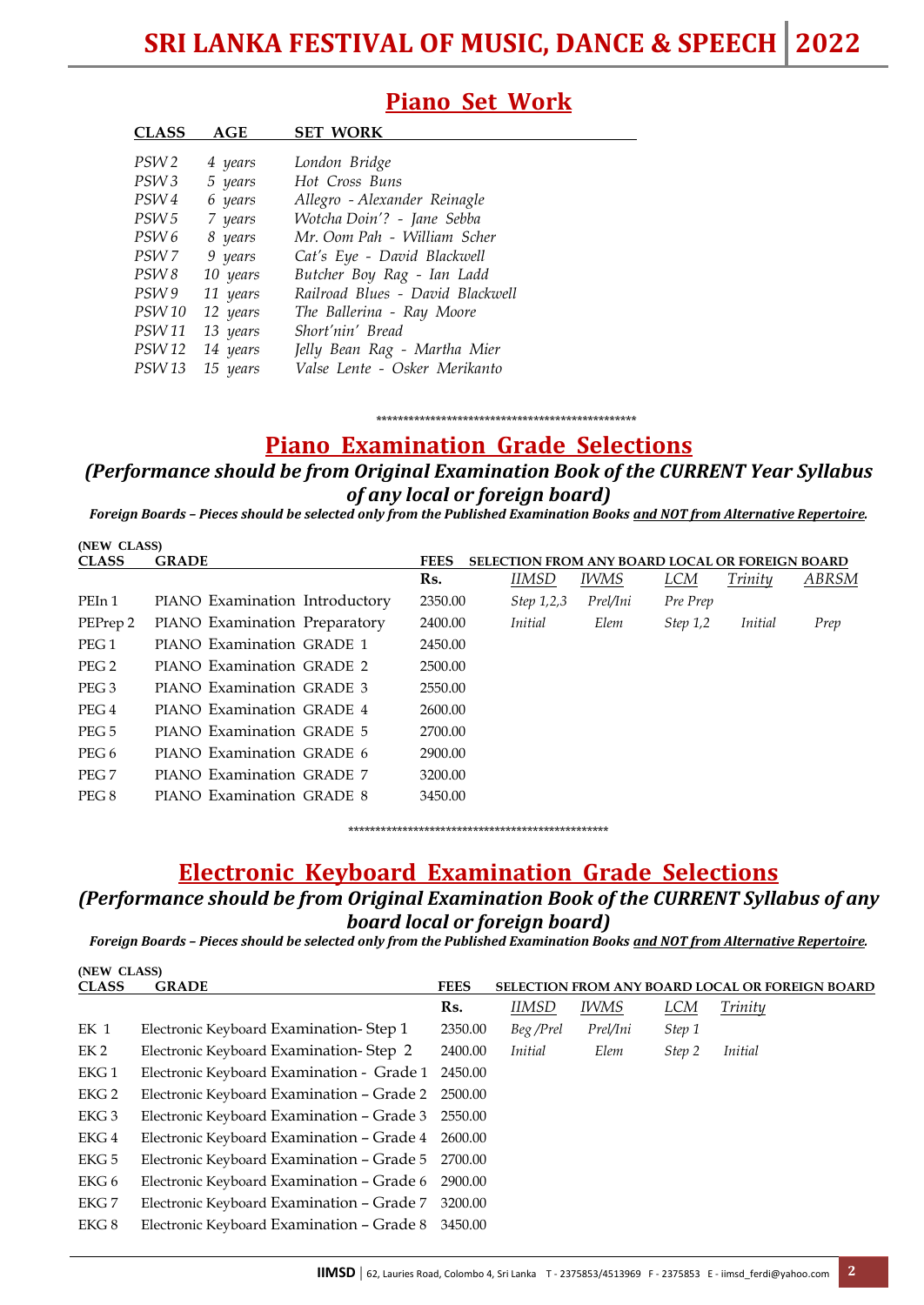## Piano Set Work

| CLASS | AGE | SET WORK |
|---|---|---|
| *PSW 2* | *4 years* | *London Bridge* |
| *PSW 3* | *5 years* | *Hot Cross Buns* |
| *PSW 4* | *6 years* | *Allegro - Alexander Reinagle* |
| *PSW 5* | *7 years* | *Wotcha Doin'? - Jane Sebba* |
| *PSW 6* | *8 years* | *Mr. Oom Pah - William Scher* |
| *PSW 7* | *9 years* | *Cat's Eye - David Blackwell* |
| *PSW 8* | *10 years* | *Butcher Boy Rag - Ian Ladd* |
| *PSW 9* | *11 years* | *Railroad Blues - David Blackwell* |
| *PSW 10* | *12 years* | *The Ballerina - Ray Moore* |
| *PSW 11* | *13 years* | *Short'nin' Bread* |
| *PSW 12* | *14 years* | *Jelly Bean Rag - Martha Mier* |
| *PSW 13* | *15 years* | *Valse Lente - Osker Merikanto* |

\*\*\*\*\*\*\*\*\*\*\*\*\*\*\*\*\*\*\*\*\*\*\*\*\*\*\*\*\*\*\*\*\*\*\*\*\*\*\*\*\*\*\*\*\*\*\*\*

## Piano Examination Grade Selections

### *(Performance should be from Original Examination Book of the CURRENT Year Syllabus of any local or foreign board)*

***Foreign Boards – Pieces should be selected only from the Published Examination Books and NOT from Alternative Repertoire.***

**(NEW CLASS)**

| CLASS | GRADE | FEES | SELECTION FROM ANY BOARD LOCAL OR FOREIGN BOARD | | | | |
|---|---|---|---|---|---|---|---|
| | | Rs. | *IIMSD* | *IWMS* | *LCM* | *Trinity* | *ABRSM* |
| PEIn 1 | PIANO Examination Introductory | 2350.00 | *Step 1,2,3* | *Prel/Ini* | *Pre Prep* | | |
| PEPrep 2 | PIANO Examination Preparatory | 2400.00 | *Initial* | *Elem* | *Step 1,2* | *Initial* | *Prep* |
| PEG 1 | PIANO Examination GRADE 1 | 2450.00 | | | | | |
| PEG 2 | PIANO Examination GRADE 2 | 2500.00 | | | | | |
| PEG 3 | PIANO Examination GRADE 3 | 2550.00 | | | | | |
| PEG 4 | PIANO Examination GRADE 4 | 2600.00 | | | | | |
| PEG 5 | PIANO Examination GRADE 5 | 2700.00 | | | | | |
| PEG 6 | PIANO Examination GRADE 6 | 2900.00 | | | | | |
| PEG 7 | PIANO Examination GRADE 7 | 3200.00 | | | | | |
| PEG 8 | PIANO Examination GRADE 8 | 3450.00 | | | | | |

\*\*\*\*\*\*\*\*\*\*\*\*\*\*\*\*\*\*\*\*\*\*\*\*\*\*\*\*\*\*\*\*\*\*\*\*\*\*\*\*\*\*\*\*\*\*\*\*\*\*

## Electronic Keyboard Examination Grade Selections

### *(Performance should be from Original Examination Book of the CURRENT Syllabus of any board local or foreign board)*

***Foreign Boards – Pieces should be selected only from the Published Examination Books and NOT from Alternative Repertoire.***

**(NEW CLASS)**

| CLASS | GRADE | FEES | SELECTION FROM ANY BOARD LOCAL OR FOREIGN BOARD | | | |
|---|---|---|---|---|---|---|
| | | Rs. | *IIMSD* | *IWMS* | *LCM* | *Trinity* |
| EK 1 | Electronic Keyboard Examination- Step 1 | 2350.00 | *Beg /Prel* | *Prel/Ini* | *Step 1* | |
| EK 2 | Electronic Keyboard Examination- Step 2 | 2400.00 | *Initial* | *Elem* | *Step 2* | *Initial* |
| EKG 1 | Electronic Keyboard Examination - Grade 1 | 2450.00 | | | | |
| EKG 2 | Electronic Keyboard Examination – Grade 2 | 2500.00 | | | | |
| EKG 3 | Electronic Keyboard Examination – Grade 3 | 2550.00 | | | | |
| EKG 4 | Electronic Keyboard Examination – Grade 4 | 2600.00 | | | | |
| EKG 5 | Electronic Keyboard Examination – Grade 5 | 2700.00 | | | | |
| EKG 6 | Electronic Keyboard Examination – Grade 6 | 2900.00 | | | | |
| EKG 7 | Electronic Keyboard Examination – Grade 7 | 3200.00 | | | | |
| EKG 8 | Electronic Keyboard Examination – Grade 8 | 3450.00 | | | | |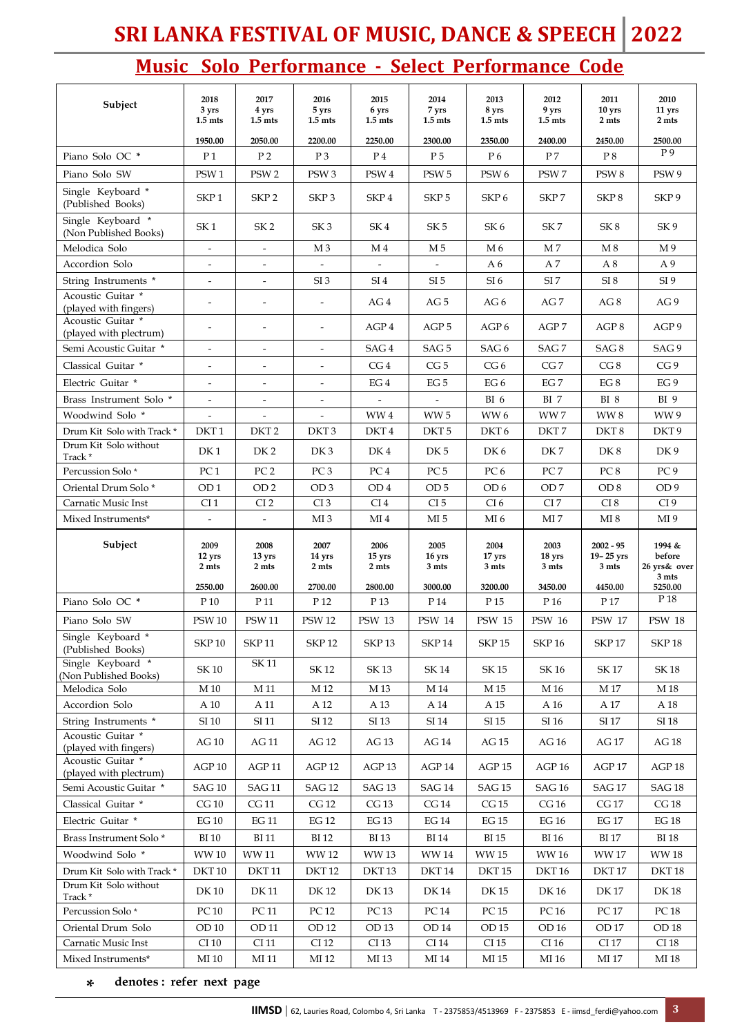## Music Solo Performance - Select Performance Code

| Subject | 2018 3 yrs 1.5 mts 1950.00 | 2017 4 yrs 1.5 mts 2050.00 | 2016 5 yrs 1.5 mts 2200.00 | 2015 6 yrs 1.5 mts 2250.00 | 2014 7 yrs 1.5 mts 2300.00 | 2013 8 yrs 1.5 mts 2350.00 | 2012 9 yrs 1.5 mts 2400.00 | 2011 10 yrs 2 mts 2450.00 | 2010 11 yrs 2 mts 2500.00 |
|---|---|---|---|---|---|---|---|---|---|
| Piano Solo OC * | P 1 | P 2 | P 3 | P 4 | P 5 | P 6 | P 7 | P 8 | P 9 |
| Piano Solo SW | PSW 1 | PSW 2 | PSW 3 | PSW 4 | PSW 5 | PSW 6 | PSW 7 | PSW 8 | PSW 9 |
| Single Keyboard * (Published Books) | SKP 1 | SKP 2 | SKP 3 | SKP 4 | SKP 5 | SKP 6 | SKP 7 | SKP 8 | SKP 9 |
| Single Keyboard * (Non Published Books) | SK 1 | SK 2 | SK 3 | SK 4 | SK 5 | SK 6 | SK 7 | SK 8 | SK 9 |
| Melodica Solo | - | - | M 3 | M 4 | M 5 | M 6 | M 7 | M 8 | M 9 |
| Accordion Solo | - | - | - | - | - | A 6 | A 7 | A 8 | A 9 |
| String Instruments * | - | - | SI 3 | SI 4 | SI 5 | SI 6 | SI 7 | SI 8 | SI 9 |
| Acoustic Guitar * (played with fingers) | - | - | - | AG 4 | AG 5 | AG 6 | AG 7 | AG 8 | AG 9 |
| Acoustic Guitar * (played with plectrum) | - | - | - | AGP 4 | AGP 5 | AGP 6 | AGP 7 | AGP 8 | AGP 9 |
| Semi Acoustic Guitar * | - | - | - | SAG 4 | SAG 5 | SAG 6 | SAG 7 | SAG 8 | SAG 9 |
| Classical Guitar * | - | - | - | CG 4 | CG 5 | CG 6 | CG 7 | CG 8 | CG 9 |
| Electric Guitar * | - | - | - | EG 4 | EG 5 | EG 6 | EG 7 | EG 8 | EG 9 |
| Brass Instrument Solo * | - | - | - | - | - | BI 6 | BI 7 | BI 8 | BI 9 |
| Woodwind Solo * | - | - | - | WW 4 | WW 5 | WW 6 | WW 7 | WW 8 | WW 9 |
| Drum Kit Solo with Track * | DKT 1 | DKT 2 | DKT 3 | DKT 4 | DKT 5 | DKT 6 | DKT 7 | DKT 8 | DKT 9 |
| Drum Kit Solo without Track * | DK 1 | DK 2 | DK 3 | DK 4 | DK 5 | DK 6 | DK 7 | DK 8 | DK 9 |
| Percussion Solo * | PC 1 | PC 2 | PC 3 | PC 4 | PC 5 | PC 6 | PC 7 | PC 8 | PC 9 |
| Oriental Drum Solo * | OD 1 | OD 2 | OD 3 | OD 4 | OD 5 | OD 6 | OD 7 | OD 8 | OD 9 |
| Carnatic Music Inst | CI 1 | CI 2 | CI 3 | CI 4 | CI 5 | CI 6 | CI 7 | CI 8 | CI 9 |
| Mixed Instruments* | - | - | MI 3 | MI 4 | MI 5 | MI 6 | MI 7 | MI 8 | MI 9 |

| Subject | 2009 12 yrs 2 mts 2550.00 | 2008 13 yrs 2 mts 2600.00 | 2007 14 yrs 2 mts 2700.00 | 2006 15 yrs 2 mts 2800.00 | 2005 16 yrs 3 mts 3000.00 | 2004 17 yrs 3 mts 3200.00 | 2003 18 yrs 3 mts 3450.00 | 2002 - 95 19– 25 yrs 3 mts 4450.00 | 1994 & before 26 yrs& over 3 mts 5250.00 |
|---|---|---|---|---|---|---|---|---|---|
| Piano Solo OC * | P 10 | P 11 | P 12 | P 13 | P 14 | P 15 | P 16 | P 17 | P 18 |
| Piano Solo SW | PSW 10 | PSW 11 | PSW 12 | PSW 13 | PSW 14 | PSW 15 | PSW 16 | PSW 17 | PSW 18 |
| Single Keyboard * (Published Books) | SKP 10 | SKP 11 | SKP 12 | SKP 13 | SKP 14 | SKP 15 | SKP 16 | SKP 17 | SKP 18 |
| Single Keyboard * (Non Published Books) | SK 10 | SK 11 | SK 12 | SK 13 | SK 14 | SK 15 | SK 16 | SK 17 | SK 18 |
| Melodica Solo | M 10 | M 11 | M 12 | M 13 | M 14 | M 15 | M 16 | M 17 | M 18 |
| Accordion Solo | A 10 | A 11 | A 12 | A 13 | A 14 | A 15 | A 16 | A 17 | A 18 |
| String Instruments * | SI 10 | SI 11 | SI 12 | SI 13 | SI 14 | SI 15 | SI 16 | SI 17 | SI 18 |
| Acoustic Guitar * (played with fingers) | AG 10 | AG 11 | AG 12 | AG 13 | AG 14 | AG 15 | AG 16 | AG 17 | AG 18 |
| Acoustic Guitar * (played with plectrum) | AGP 10 | AGP 11 | AGP 12 | AGP 13 | AGP 14 | AGP 15 | AGP 16 | AGP 17 | AGP 18 |
| Semi Acoustic Guitar * | SAG 10 | SAG 11 | SAG 12 | SAG 13 | SAG 14 | SAG 15 | SAG 16 | SAG 17 | SAG 18 |
| Classical Guitar * | CG 10 | CG 11 | CG 12 | CG 13 | CG 14 | CG 15 | CG 16 | CG 17 | CG 18 |
| Electric Guitar * | EG 10 | EG 11 | EG 12 | EG 13 | EG 14 | EG 15 | EG 16 | EG 17 | EG 18 |
| Brass Instrument Solo * | BI 10 | BI 11 | BI 12 | BI 13 | BI 14 | BI 15 | BI 16 | BI 17 | BI 18 |
| Woodwind Solo * | WW 10 | WW 11 | WW 12 | WW 13 | WW 14 | WW 15 | WW 16 | WW 17 | WW 18 |
| Drum Kit Solo with Track * | DKT 10 | DKT 11 | DKT 12 | DKT 13 | DKT 14 | DKT 15 | DKT 16 | DKT 17 | DKT 18 |
| Drum Kit Solo without Track * | DK 10 | DK 11 | DK 12 | DK 13 | DK 14 | DK 15 | DK 16 | DK 17 | DK 18 |
| Percussion Solo * | PC 10 | PC 11 | PC 12 | PC 13 | PC 14 | PC 15 | PC 16 | PC 17 | PC 18 |
| Oriental Drum Solo | OD 10 | OD 11 | OD 12 | OD 13 | OD 14 | OD 15 | OD 16 | OD 17 | OD 18 |
| Carnatic Music Inst | CI 10 | CI 11 | CI 12 | CI 13 | CI 14 | CI 15 | CI 16 | CI 17 | CI 18 |
| Mixed Instruments* | MI 10 | MI 11 | MI 12 | MI 13 | MI 14 | MI 15 | MI 16 | MI 17 | MI 18 |

**\* denotes : refer next page**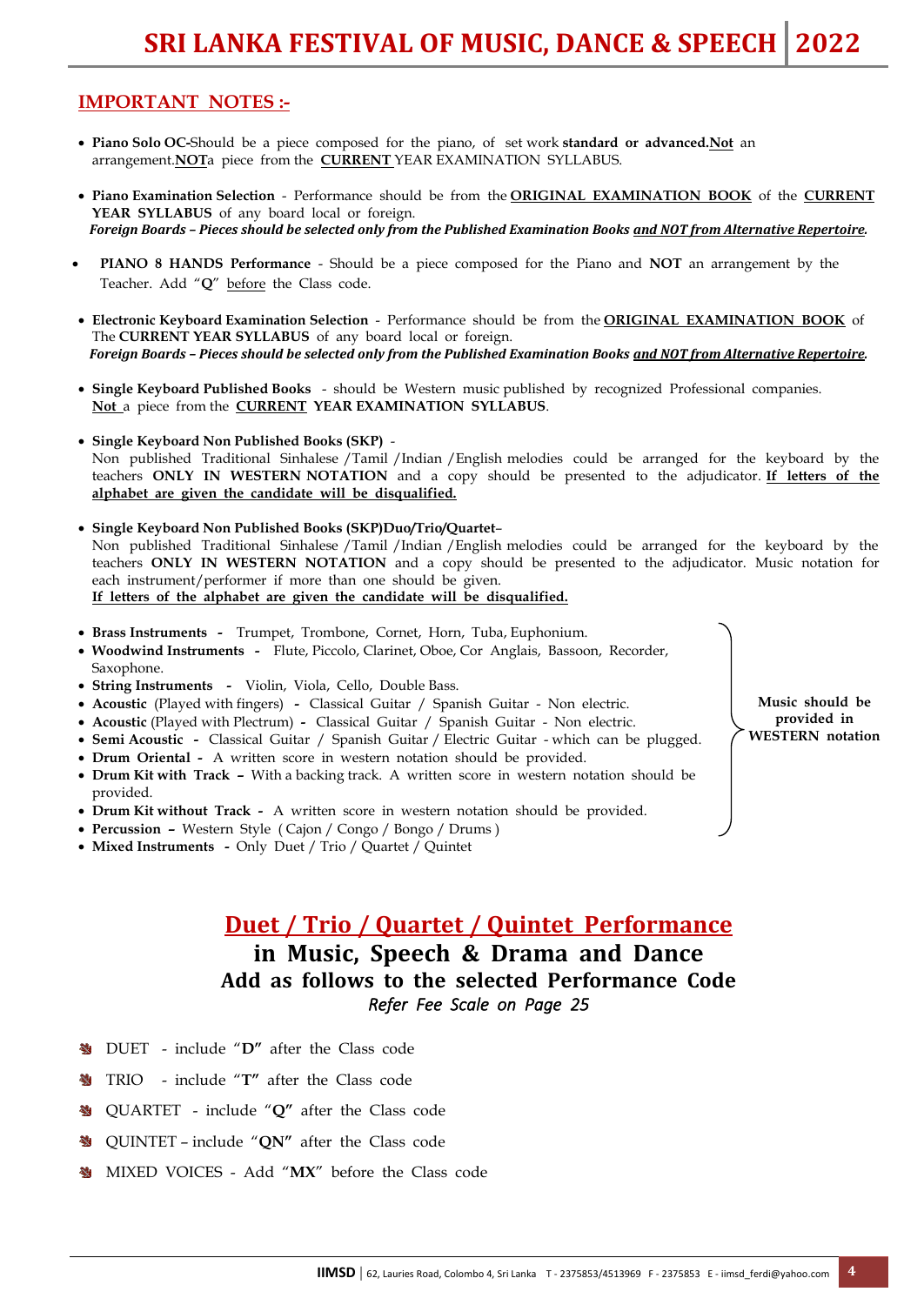## IMPORTANT NOTES :-

- **Piano Solo OC-**Should be a piece composed for the piano, of set work **standard or advanced.** **Not** an arrangement. **NOT** a piece from the **CURRENT** YEAR EXAMINATION SYLLABUS.

- **Piano Examination Selection** - Performance should be from the **ORIGINAL EXAMINATION BOOK** of the **CURRENT YEAR SYLLABUS** of any board local or foreign.
  ***Foreign Boards – Pieces should be selected only from the Published Examination Books and NOT from Alternative Repertoire.***

- **PIANO 8 HANDS Performance** - Should be a piece composed for the Piano and **NOT** an arrangement by the Teacher. Add "**Q**" before the Class code.

- **Electronic Keyboard Examination Selection** - Performance should be from the **ORIGINAL EXAMINATION BOOK** of The **CURRENT YEAR SYLLABUS** of any board local or foreign.
  ***Foreign Boards – Pieces should be selected only from the Published Examination Books and NOT from Alternative Repertoire.***

- **Single Keyboard Published Books** - should be Western music published by recognized Professional companies. **Not** a piece from the **CURRENT YEAR EXAMINATION SYLLABUS**.

- **Single Keyboard Non Published Books (SKP)** -
  Non published Traditional Sinhalese /Tamil /Indian /English melodies could be arranged for the keyboard by the teachers **ONLY IN WESTERN NOTATION** and a copy should be presented to the adjudicator. **If letters of the alphabet are given the candidate will be disqualified.**

- **Single Keyboard Non Published Books (SKP)Duo/Trio/Quartet**–
  Non published Traditional Sinhalese /Tamil /Indian /English melodies could be arranged for the keyboard by the teachers **ONLY IN WESTERN NOTATION** and a copy should be presented to the adjudicator. Music notation for each instrument/performer if more than one should be given.
  **If letters of the alphabet are given the candidate will be disqualified.**

- **Brass Instruments** - Trumpet, Trombone, Cornet, Horn, Tuba, Euphonium.
- **Woodwind Instruments** - Flute, Piccolo, Clarinet, Oboe, Cor Anglais, Bassoon, Recorder, Saxophone.
- **String Instruments** - Violin, Viola, Cello, Double Bass.
- **Acoustic** (Played with fingers) - Classical Guitar / Spanish Guitar - Non electric.
- **Acoustic** (Played with Plectrum) - Classical Guitar / Spanish Guitar - Non electric.
- **Semi Acoustic** - Classical Guitar / Spanish Guitar / Electric Guitar - which can be plugged.
- **Drum Oriental** - A written score in western notation should be provided.
- **Drum Kit with Track** – With a backing track. A written score in western notation should be provided.
- **Drum Kit without Track** - A written score in western notation should be provided.
- **Percussion** – Western Style ( Cajon / Congo / Bongo / Drums )
- **Mixed Instruments** - Only Duet / Trio / Quartet / Quintet

**Music should be provided in WESTERN notation**

## Duet / Trio / Quartet / Quintet Performance

### in Music, Speech & Drama and Dance
### Add as follows to the selected Performance Code

*Refer Fee Scale on Page 25*

- DUET - include "**D**" after the Class code
- TRIO - include "**T**" after the Class code
- QUARTET - include "**Q**" after the Class code
- QUINTET – include "**QN**" after the Class code
- MIXED VOICES - Add "**MX**" before the Class code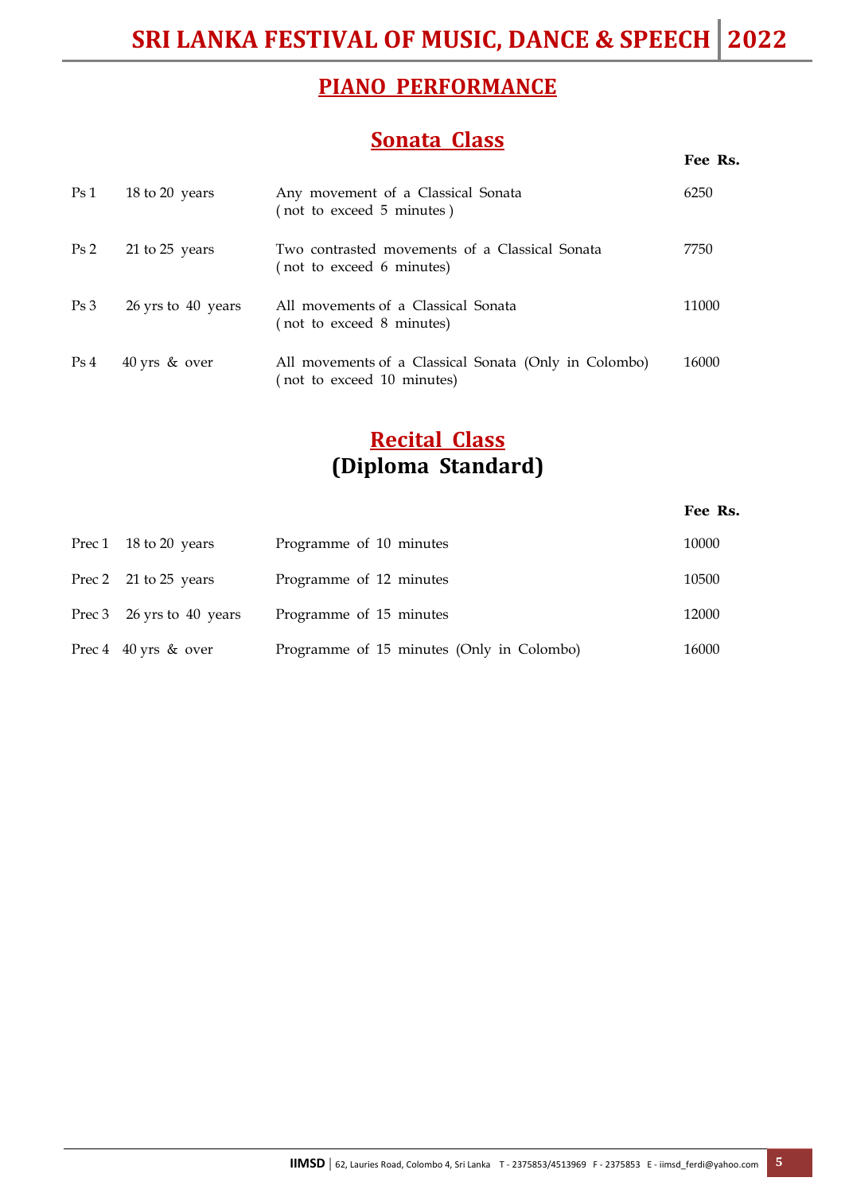## PIANO PERFORMANCE

### Sonata Class

| | | | Fee Rs. |
|---|---|---|---|
| Ps 1 | 18 to 20 years | Any movement of a Classical Sonata (not to exceed 5 minutes) | 6250 |
| Ps 2 | 21 to 25 years | Two contrasted movements of a Classical Sonata (not to exceed 6 minutes) | 7750 |
| Ps 3 | 26 yrs to 40 years | All movements of a Classical Sonata (not to exceed 8 minutes) | 11000 |
| Ps 4 | 40 yrs & over | All movements of a Classical Sonata (Only in Colombo) (not to exceed 10 minutes) | 16000 |

### Recital Class
### (Diploma Standard)

| | | | Fee Rs. |
|---|---|---|---|
| Prec 1 | 18 to 20 years | Programme of 10 minutes | 10000 |
| Prec 2 | 21 to 25 years | Programme of 12 minutes | 10500 |
| Prec 3 | 26 yrs to 40 years | Programme of 15 minutes | 12000 |
| Prec 4 | 40 yrs & over | Programme of 15 minutes (Only in Colombo) | 16000 |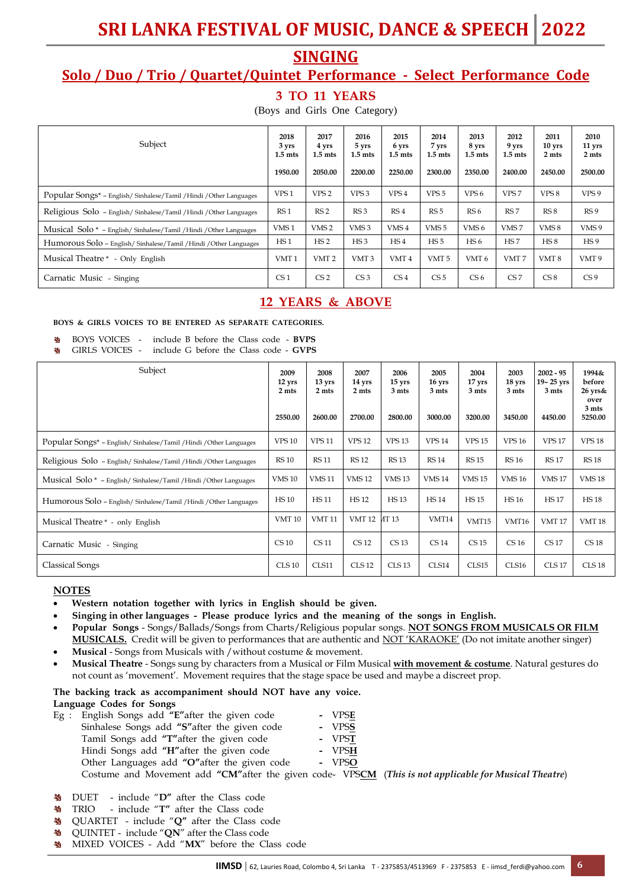# SRI LANKA FESTIVAL OF MUSIC, DANCE & SPEECH 2022

## SINGING

## Solo / Duo / Trio / Quartet/Quintet Performance - Select Performance Code

### 3 TO 11 YEARS

(Boys and Girls One Category)

| Subject | 2018 3 yrs 1.5 mts 1950.00 | 2017 4 yrs 1.5 mts 2050.00 | 2016 5 yrs 1.5 mts 2200.00 | 2015 6 yrs 1.5 mts 2250.00 | 2014 7 yrs 1.5 mts 2300.00 | 2013 8 yrs 1.5 mts 2350.00 | 2012 9 yrs 1.5 mts 2400.00 | 2011 10 yrs 2 mts 2450.00 | 2010 11 yrs 2 mts 2500.00 |
|---|---|---|---|---|---|---|---|---|---|
| Popular Songs* – English/ Sinhalese/Tamil /Hindi /Other Languages | VPS 1 | VPS 2 | VPS 3 | VPS 4 | VPS 5 | VPS 6 | VPS 7 | VPS 8 | VPS 9 |
| Religious Solo – English/ Sinhalese/Tamil /Hindi /Other Languages | RS 1 | RS 2 | RS 3 | RS 4 | RS 5 | RS 6 | RS 7 | RS 8 | RS 9 |
| Musical Solo * – English/ Sinhalese/Tamil /Hindi /Other Languages | VMS 1 | VMS 2 | VMS 3 | VMS 4 | VMS 5 | VMS 6 | VMS 7 | VMS 8 | VMS 9 |
| Humorous Solo – English/ Sinhalese/Tamil /Hindi /Other Languages | HS 1 | HS 2 | HS 3 | HS 4 | HS 5 | HS 6 | HS 7 | HS 8 | HS 9 |
| Musical Theatre * - Only English | VMT 1 | VMT 2 | VMT 3 | VMT 4 | VMT 5 | VMT 6 | VMT 7 | VMT 8 | VMT 9 |
| Carnatic Music - Singing | CS 1 | CS 2 | CS 3 | CS 4 | CS 5 | CS 6 | CS 7 | CS 8 | CS 9 |

### 12 YEARS & ABOVE

**BOYS & GIRLS VOICES TO BE ENTERED AS SEPARATE CATEGORIES.**

- BOYS VOICES - include B before the Class code - **BVPS**
- GIRLS VOICES - include G before the Class code - **GVPS**

| Subject | 2009 12 yrs 2 mts 2550.00 | 2008 13 yrs 2 mts 2600.00 | 2007 14 yrs 2 mts 2700.00 | 2006 15 yrs 3 mts 2800.00 | 2005 16 yrs 3 mts 3000.00 | 2004 17 yrs 3 mts 3200.00 | 2003 18 yrs 3 mts 3450.00 | 2002 - 95 19– 25 yrs 3 mts 4450.00 | 1994& before 26 yrs& over 3 mts 5250.00 |
|---|---|---|---|---|---|---|---|---|---|
| Popular Songs* – English/ Sinhalese/Tamil /Hindi /Other Languages | VPS 10 | VPS 11 | VPS 12 | VPS 13 | VPS 14 | VPS 15 | VPS 16 | VPS 17 | VPS 18 |
| Religious Solo – English/ Sinhalese/Tamil /Hindi /Other Languages | RS 10 | RS 11 | RS 12 | RS 13 | RS 14 | RS 15 | RS 16 | RS 17 | RS 18 |
| Musical Solo * – English/ Sinhalese/Tamil /Hindi /Other Languages | VMS 10 | VMS 11 | VMS 12 | VMS 13 | VMS 14 | VMS 15 | VMS 16 | VMS 17 | VMS 18 |
| Humorous Solo – English/ Sinhalese/Tamil /Hindi /Other Languages | HS 10 | HS 11 | HS 12 | HS 13 | HS 14 | HS 15 | HS 16 | HS 17 | HS 18 |
| Musical Theatre * - only English | VMT 10 | VMT 11 | VMT 12 | MT 13 | VMT14 | VMT15 | VMT16 | VMT 17 | VMT 18 |
| Carnatic Music - Singing | CS 10 | CS 11 | CS 12 | CS 13 | CS 14 | CS 15 | CS 16 | CS 17 | CS 18 |
| Classical Songs | CLS 10 | CLS11 | CLS 12 | CLS 13 | CLS14 | CLS15 | CLS16 | CLS 17 | CLS 18 |

**NOTES**

- **Western notation together with lyrics in English should be given.**
- **Singing in other languages - Please produce lyrics and the meaning of the songs in English.**
- **Popular Songs** - Songs/Ballads/Songs from Charts/Religious popular songs. **NOT SONGS FROM MUSICALS OR FILM MUSICALS.** Credit will be given to performances that are authentic and NOT 'KARAOKE' (Do not imitate another singer)
- **Musical** - Songs from Musicals with /without costume & movement.
- **Musical Theatre** - Songs sung by characters from a Musical or Film Musical **with movement & costume**. Natural gestures do not count as 'movement'. Movement requires that the stage space be used and maybe a discreet prop.

**The backing track as accompaniment should NOT have any voice.**

**Language Codes for Songs**

Eg : English Songs add **"E"** after the given code - VPS**E**
Sinhalese Songs add **"S"** after the given code - VPS**S**
Tamil Songs add **"T"** after the given code - VPS**T**
Hindi Songs add **"H"** after the given code - VPS**H**
Other Languages add **"O"** after the given code - VPS**O**
Costume and Movement add **"CM"** after the given code- VPS**CM** (*This is not applicable for Musical Theatre*)

- DUET - include "**D**" after the Class code
- TRIO - include "**T**" after the Class code
- QUARTET - include "**Q**" after the Class code
- QUINTET - include "**QN**" after the Class code
- MIXED VOICES - Add "**MX**" before the Class code

**IIMSD** | 62, Lauries Road, Colombo 4, Sri Lanka T - 2375853/4513969 F - 2375853 E - iimsd_ferdi@yahoo.com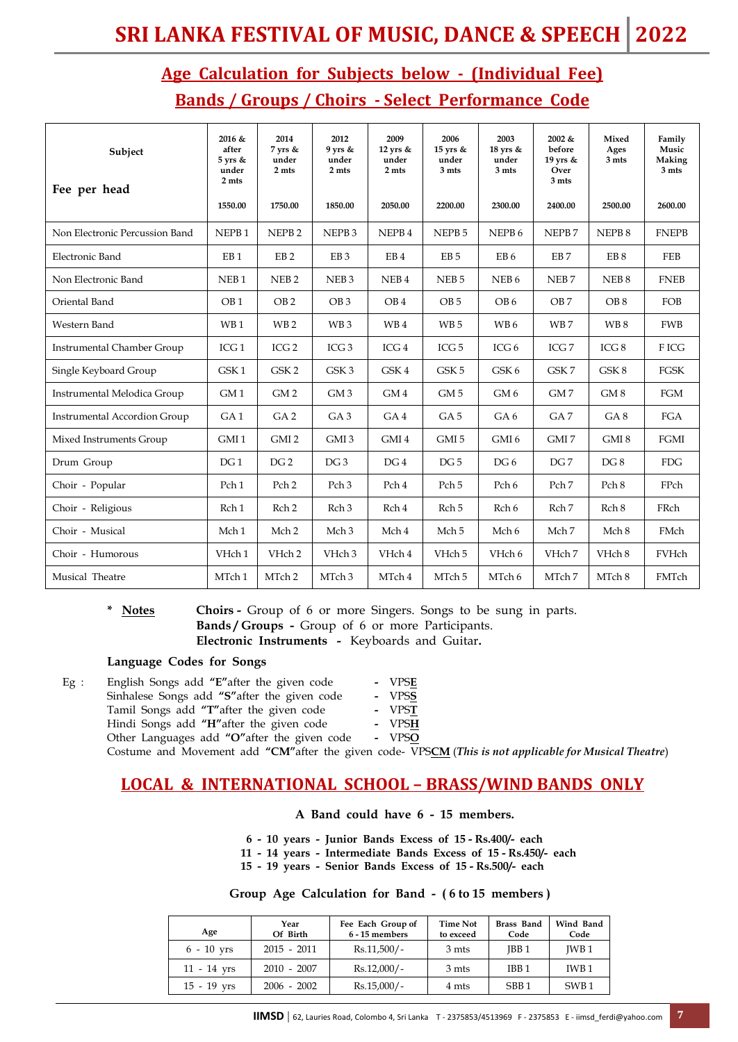## Age Calculation for Subjects below - (Individual Fee)

## Bands / Groups / Choirs - Select Performance Code

| Subject / Fee per head | 2016 & after 5 yrs & under 2 mts 1550.00 | 2014 7 yrs & under 2 mts 1750.00 | 2012 9 yrs & under 2 mts 1850.00 | 2009 12 yrs & under 2 mts 2050.00 | 2006 15 yrs & under 3 mts 2200.00 | 2003 18 yrs & under 3 mts 2300.00 | 2002 & before 19 yrs & Over 3 mts 2400.00 | Mixed Ages 3 mts 2500.00 | Family Music Making 3 mts 2600.00 |
|---|---|---|---|---|---|---|---|---|---|
| Non Electronic Percussion Band | NEPB 1 | NEPB 2 | NEPB 3 | NEPB 4 | NEPB 5 | NEPB 6 | NEPB 7 | NEPB 8 | FNEPB |
| Electronic Band | EB 1 | EB 2 | EB 3 | EB 4 | EB 5 | EB 6 | EB 7 | EB 8 | FEB |
| Non Electronic Band | NEB 1 | NEB 2 | NEB 3 | NEB 4 | NEB 5 | NEB 6 | NEB 7 | NEB 8 | FNEB |
| Oriental Band | OB 1 | OB 2 | OB 3 | OB 4 | OB 5 | OB 6 | OB 7 | OB 8 | FOB |
| Western Band | WB 1 | WB 2 | WB 3 | WB 4 | WB 5 | WB 6 | WB 7 | WB 8 | FWB |
| Instrumental Chamber Group | ICG 1 | ICG 2 | ICG 3 | ICG 4 | ICG 5 | ICG 6 | ICG 7 | ICG 8 | F ICG |
| Single Keyboard Group | GSK 1 | GSK 2 | GSK 3 | GSK 4 | GSK 5 | GSK 6 | GSK 7 | GSK 8 | FGSK |
| Instrumental Melodica Group | GM 1 | GM 2 | GM 3 | GM 4 | GM 5 | GM 6 | GM 7 | GM 8 | FGM |
| Instrumental Accordion Group | GA 1 | GA 2 | GA 3 | GA 4 | GA 5 | GA 6 | GA 7 | GA 8 | FGA |
| Mixed Instruments Group | GMI 1 | GMI 2 | GMI 3 | GMI 4 | GMI 5 | GMI 6 | GMI 7 | GMI 8 | FGMI |
| Drum Group | DG 1 | DG 2 | DG 3 | DG 4 | DG 5 | DG 6 | DG 7 | DG 8 | FDG |
| Choir - Popular | Pch 1 | Pch 2 | Pch 3 | Pch 4 | Pch 5 | Pch 6 | Pch 7 | Pch 8 | FPch |
| Choir - Religious | Rch 1 | Rch 2 | Rch 3 | Rch 4 | Rch 5 | Rch 6 | Rch 7 | Rch 8 | FRch |
| Choir - Musical | Mch 1 | Mch 2 | Mch 3 | Mch 4 | Mch 5 | Mch 6 | Mch 7 | Mch 8 | FMch |
| Choir - Humorous | VHch 1 | VHch 2 | VHch 3 | VHch 4 | VHch 5 | VHch 6 | VHch 7 | VHch 8 | FVHch |
| Musical Theatre | MTch 1 | MTch 2 | MTch 3 | MTch 4 | MTch 5 | MTch 6 | MTch 7 | MTch 8 | FMTch |

\* **Notes**

**Choirs -** Group of 6 or more Singers. Songs to be sung in parts.
**Bands / Groups -** Group of 6 or more Participants.
**Electronic Instruments -** Keyboards and Guitar**.**

**Language Codes for Songs**

Eg :
- English Songs add **"E"** after the given code - VPS**E**
- Sinhalese Songs add **"S"** after the given code - VPS**S**
- Tamil Songs add **"T"** after the given code - VPS**T**
- Hindi Songs add **"H"** after the given code - VPS**H**
- Other Languages add **"O"** after the given code - VPS**O**

Costume and Movement add **"CM"** after the given code- VPS**CM** (*This is not applicable for Musical Theatre*)

## LOCAL & INTERNATIONAL SCHOOL – BRASS/WIND BANDS ONLY

**A Band could have 6 - 15 members.**

**6 - 10 years - Junior Bands Excess of 15 - Rs.400/- each**
**11 - 14 years - Intermediate Bands Excess of 15 - Rs.450/- each**
**15 - 19 years - Senior Bands Excess of 15 - Rs.500/- each**

**Group Age Calculation for Band - ( 6 to 15 members )**

| Age | Year Of Birth | Fee Each Group of 6 - 15 members | Time Not to exceed | Brass Band Code | Wind Band Code |
|---|---|---|---|---|---|
| 6 - 10 yrs | 2015 - 2011 | Rs.11,500/- | 3 mts | JBB 1 | JWB 1 |
| 11 - 14 yrs | 2010 - 2007 | Rs.12,000/- | 3 mts | IBB 1 | IWB 1 |
| 15 - 19 yrs | 2006 - 2002 | Rs.15,000/- | 4 mts | SBB 1 | SWB 1 |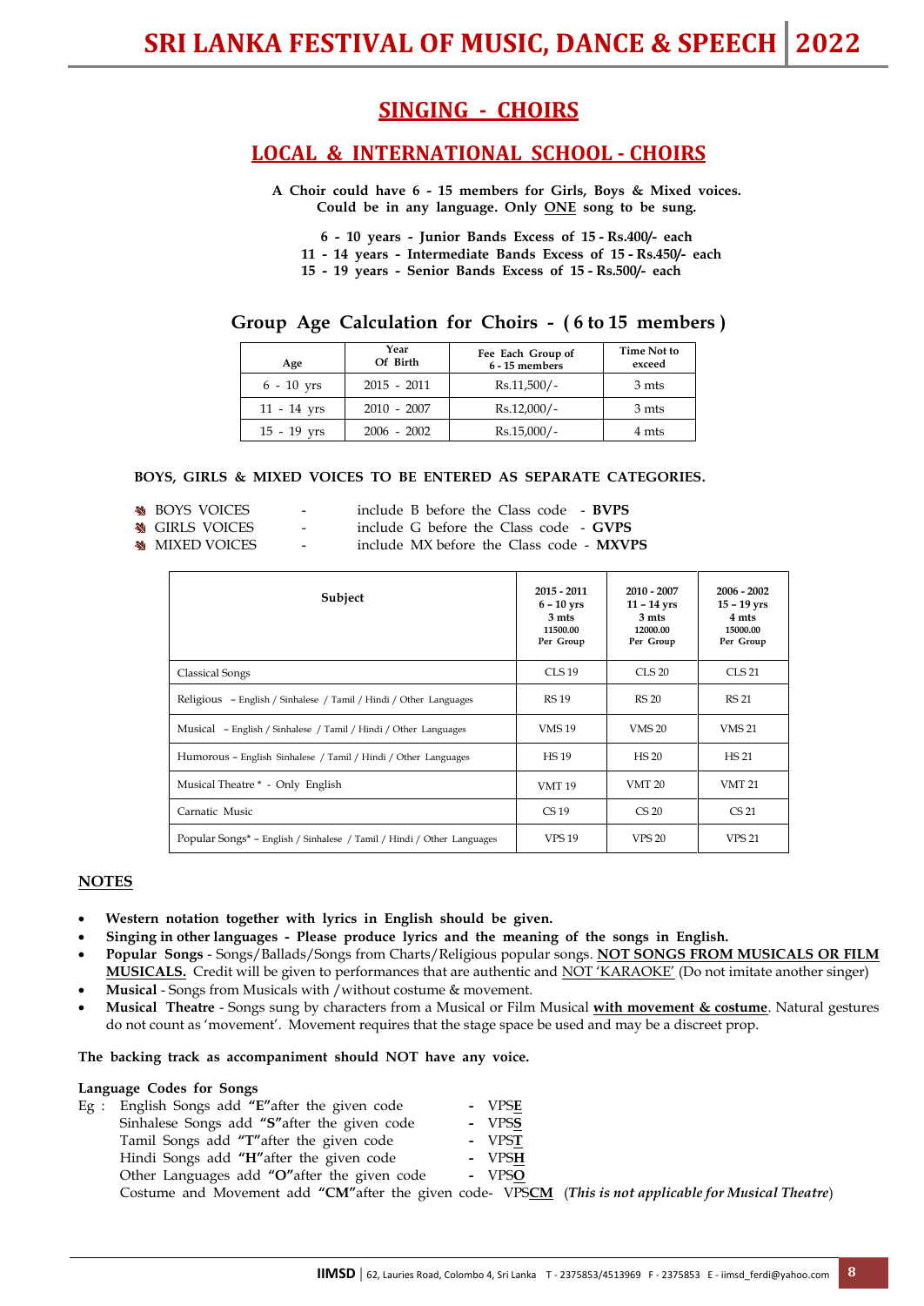# SINGING - CHOIRS

## LOCAL & INTERNATIONAL SCHOOL - CHOIRS

**A Choir could have 6 - 15 members for Girls, Boys & Mixed voices. Could be in any language. Only ONE song to be sung.**

**6 - 10 years - Junior Bands Excess of 15 - Rs.400/- each**
**11 - 14 years - Intermediate Bands Excess of 15 - Rs.450/- each**
**15 - 19 years - Senior Bands Excess of 15 - Rs.500/- each**

### Group Age Calculation for Choirs - ( 6 to 15 members )

| Age | Year Of Birth | Fee Each Group of 6 - 15 members | Time Not to exceed |
|---|---|---|---|
| 6 - 10 yrs | 2015 - 2011 | Rs.11,500/- | 3 mts |
| 11 - 14 yrs | 2010 - 2007 | Rs.12,000/- | 3 mts |
| 15 - 19 yrs | 2006 - 2002 | Rs.15,000/- | 4 mts |

**BOYS, GIRLS & MIXED VOICES TO BE ENTERED AS SEPARATE CATEGORIES.**

- BOYS VOICES - include B before the Class code - **BVPS**
- GIRLS VOICES - include G before the Class code - **GVPS**
- MIXED VOICES - include MX before the Class code - **MXVPS**

| Subject | 2015 - 2011 6 – 10 yrs 3 mts 11500.00 Per Group | 2010 - 2007 11 – 14 yrs 3 mts 12000.00 Per Group | 2006 - 2002 15 – 19 yrs 4 mts 15000.00 Per Group |
|---|---|---|---|
| Classical Songs | CLS 19 | CLS 20 | CLS 21 |
| Religious – English / Sinhalese / Tamil / Hindi / Other Languages | RS 19 | RS 20 | RS 21 |
| Musical – English / Sinhalese / Tamil / Hindi / Other Languages | VMS 19 | VMS 20 | VMS 21 |
| Humorous – English Sinhalese / Tamil / Hindi / Other Languages | HS 19 | HS 20 | HS 21 |
| Musical Theatre * - Only English | VMT 19 | VMT 20 | VMT 21 |
| Carnatic Music | CS 19 | CS 20 | CS 21 |
| Popular Songs* – English / Sinhalese / Tamil / Hindi / Other Languages | VPS 19 | VPS 20 | VPS 21 |

## NOTES

- **Western notation together with lyrics in English should be given.**
- **Singing in other languages - Please produce lyrics and the meaning of the songs in English.**
- **Popular Songs** - Songs/Ballads/Songs from Charts/Religious popular songs. **NOT SONGS FROM MUSICALS OR FILM MUSICALS.** Credit will be given to performances that are authentic and NOT 'KARAOKE' (Do not imitate another singer)
- **Musical** - Songs from Musicals with /without costume & movement.
- **Musical Theatre** - Songs sung by characters from a Musical or Film Musical **with movement & costume**. Natural gestures do not count as 'movement'. Movement requires that the stage space be used and may be a discreet prop.

**The backing track as accompaniment should NOT have any voice.**

**Language Codes for Songs**

Eg : English Songs add **"E"** after the given code - VPS**E**
Sinhalese Songs add **"S"** after the given code - VPS**S**
Tamil Songs add **"T"** after the given code - VPS**T**
Hindi Songs add **"H"** after the given code - VPS**H**
Other Languages add **"O"** after the given code - VPS**O**
Costume and Movement add **"CM"** after the given code- VPS**CM** (*This is not applicable for Musical Theatre*)